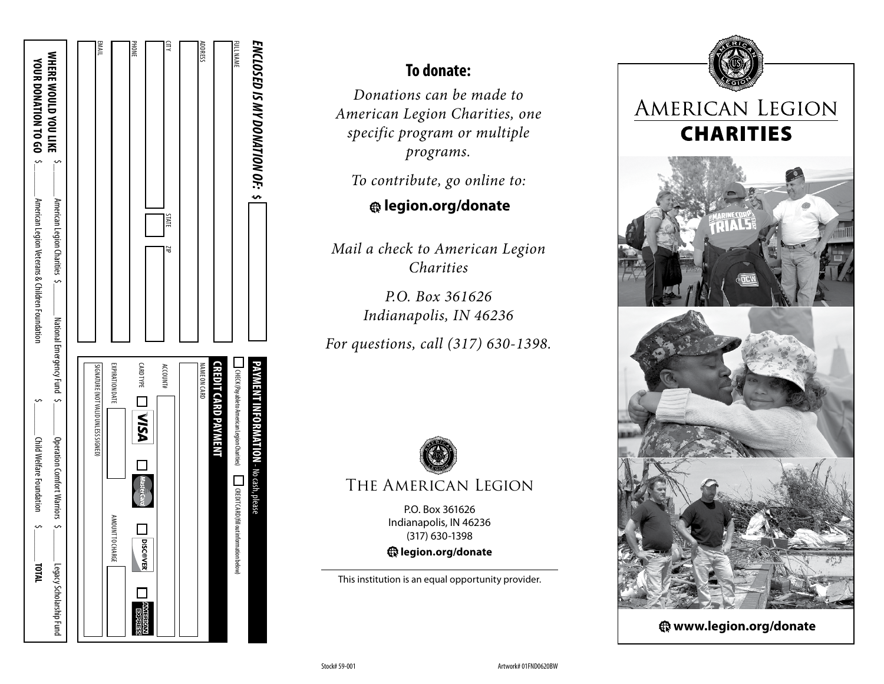## ENCLOSED IS MY DONATION OF: $

FULL NAME

ADDRESS

CITY | STATE | ZIP

PHONE

EMAIL

**PAYMENT INFORMATION** - No cash, please

☐ CHECK (Payable to American Legion Charities) ☐ CREDIT CARD (fill out information below)

**CREDIT CARD PAYMENT**

NAME ON CARD

ACCOUNT#

CARD TYPE ☐ VISA ☐ MasterCard ☐ DISCOVER ☐ AMERICAN EXPRESS

EXPIRATION DATE | AMOUNT TO CHARGE

SIGNATURE (NOT VALID UNLESS SIGNED)

**WHERE WOULD YOU LIKE YOUR DONATION TO GO**

$______ American Legion Charities $______ National Emergency Fund $______ Operation Comfort Warriors $______ Legacy Scholarship Fund

$______ American Legion Veterans & Children Foundation $______ Child Welfare Foundation $______ **TOTAL**

## To donate:

*Donations can be made to American Legion Charities, one specific program or multiple programs.*

*To contribute, go online to:*

**legion.org/donate**

*Mail a check to American Legion Charities*

*P.O. Box 361626*
*Indianapolis, IN 46236*

*For questions, call (317) 630-1398.*

THE AMERICAN LEGION

P.O. Box 361626
Indianapolis, IN 46236
(317) 630-1398

**legion.org/donate**

This institution is an equal opportunity provider.

Stock# 59-001

Artwork# 01FND0620BW

# AMERICAN LEGION CHARITIES

**www.legion.org/donate**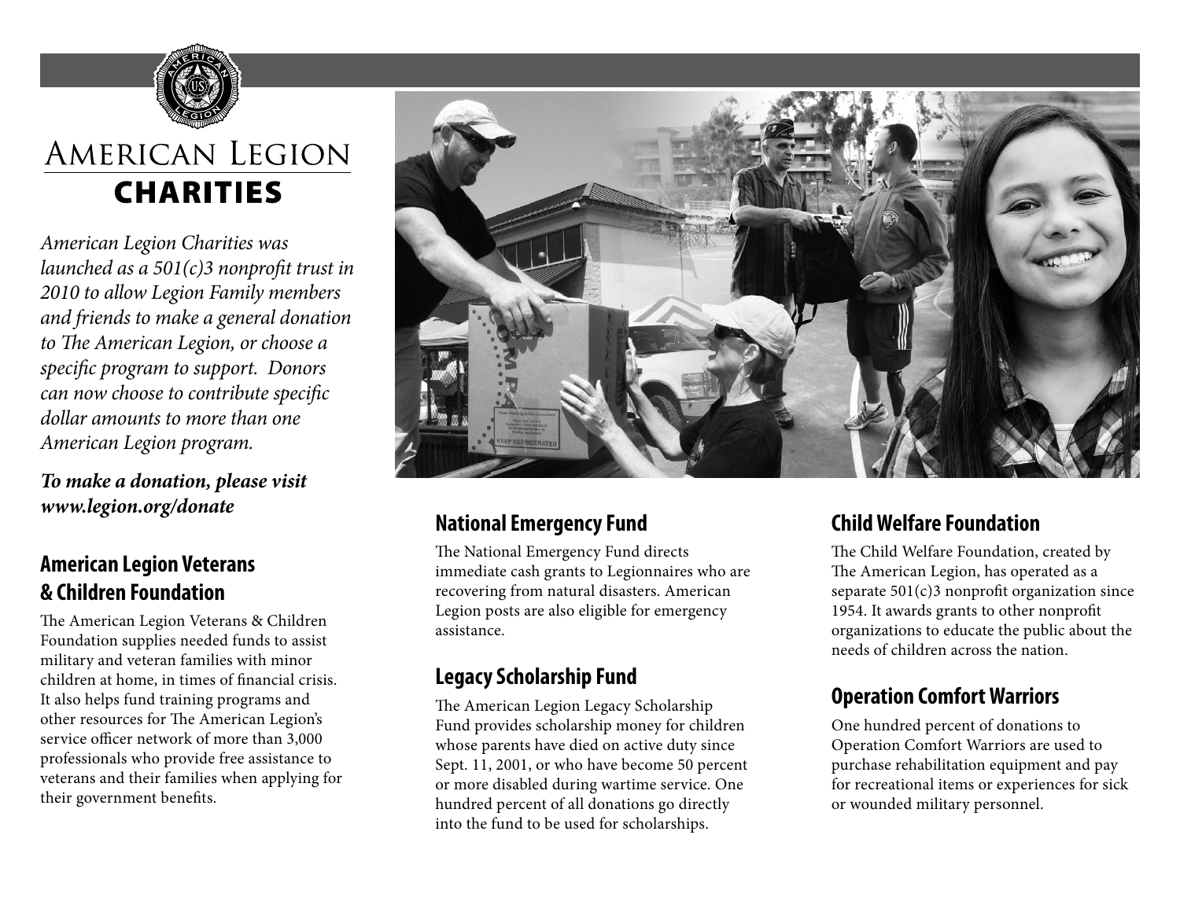# American Legion CHARITIES

*American Legion Charities was launched as a 501(c)3 nonprofit trust in 2010 to allow Legion Family members and friends to make a general donation to The American Legion, or choose a specific program to support. Donors can now choose to contribute specific dollar amounts to more than one American Legion program.*

***To make a donation, please visit www.legion.org/donate***

## American Legion Veterans & Children Foundation

The American Legion Veterans & Children Foundation supplies needed funds to assist military and veteran families with minor children at home, in times of financial crisis. It also helps fund training programs and other resources for The American Legion's service officer network of more than 3,000 professionals who provide free assistance to veterans and their families when applying for their government benefits.

## National Emergency Fund

The National Emergency Fund directs immediate cash grants to Legionnaires who are recovering from natural disasters. American Legion posts are also eligible for emergency assistance.

## Legacy Scholarship Fund

The American Legion Legacy Scholarship Fund provides scholarship money for children whose parents have died on active duty since Sept. 11, 2001, or who have become 50 percent or more disabled during wartime service. One hundred percent of all donations go directly into the fund to be used for scholarships.

## Child Welfare Foundation

The Child Welfare Foundation, created by The American Legion, has operated as a separate 501(c)3 nonprofit organization since 1954. It awards grants to other nonprofit organizations to educate the public about the needs of children across the nation.

## Operation Comfort Warriors

One hundred percent of donations to Operation Comfort Warriors are used to purchase rehabilitation equipment and pay for recreational items or experiences for sick or wounded military personnel.